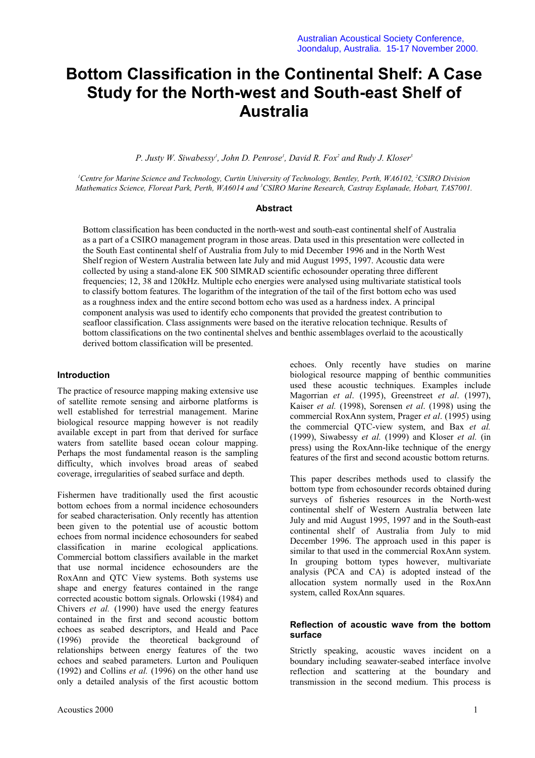# Bottom Classification in the Continental Shelf: A Case Study for the North-west and South-east Shelf of Australia

*P. Justy W. Siwabessy[1], John D. Penrose[1], David R. Fox[2] and Rudy J. Kloser[3]*

*[1]Centre for Marine Science and Technology, Curtin University of Technology, Bentley, Perth, WA6102, [2]CSIRO Division Mathematics Science, Floreat Park, Perth, WA6014 and [3]CSIRO Marine Research, Castray Esplanade, Hobart, TAS7001.*

### Abstract

Bottom classification has been conducted in the north-west and south-east continental shelf of Australia as a part of a CSIRO management program in those areas. Data used in this presentation were collected in the South East continental shelf of Australia from July to mid December 1996 and in the North West Shelf region of Western Australia between late July and mid August 1995, 1997. Acoustic data were collected by using a stand-alone EK 500 SIMRAD scientific echosounder operating three different frequencies; 12, 38 and 120kHz. Multiple echo energies were analysed using multivariate statistical tools to classify bottom features. The logarithm of the integration of the tail of the first bottom echo was used as a roughness index and the entire second bottom echo was used as a hardness index. A principal component analysis was used to identify echo components that provided the greatest contribution to seafloor classification. Class assignments were based on the iterative relocation technique. Results of bottom classifications on the two continental shelves and benthic assemblages overlaid to the acoustically derived bottom classification will be presented.

### Introduction

The practice of resource mapping making extensive use of satellite remote sensing and airborne platforms is well established for terrestrial management. Marine biological resource mapping however is not readily available except in part from that derived for surface waters from satellite based ocean colour mapping. Perhaps the most fundamental reason is the sampling difficulty, which involves broad areas of seabed coverage, irregularities of seabed surface and depth.

Fishermen have traditionally used the first acoustic bottom echoes from a normal incidence echosounders for seabed characterisation. Only recently has attention been given to the potential use of acoustic bottom echoes from normal incidence echosounders for seabed classification in marine ecological applications. Commercial bottom classifiers available in the market that use normal incidence echosounders are the RoxAnn and QTC View systems. Both systems use shape and energy features contained in the range corrected acoustic bottom signals. Orlowski (1984) and Chivers *et al.* (1990) have used the energy features contained in the first and second acoustic bottom echoes as seabed descriptors, and Heald and Pace (1996) provide the theoretical background of relationships between energy features of the two echoes and seabed parameters. Lurton and Pouliquen (1992) and Collins *et al.* (1996) on the other hand use only a detailed analysis of the first acoustic bottom echoes. Only recently have studies on marine biological resource mapping of benthic communities used these acoustic techniques. Examples include Magorrian *et al*. (1995), Greenstreet *et al*. (1997), Kaiser *et al.* (1998), Sorensen *et al*. (1998) using the commercial RoxAnn system, Prager *et al*. (1995) using the commercial QTC-view system, and Bax *et al.* (1999), Siwabessy *et al.* (1999) and Kloser *et al.* (in press) using the RoxAnn-like technique of the energy features of the first and second acoustic bottom returns.

This paper describes methods used to classify the bottom type from echosounder records obtained during surveys of fisheries resources in the North-west continental shelf of Western Australia between late July and mid August 1995, 1997 and in the South-east continental shelf of Australia from July to mid December 1996. The approach used in this paper is similar to that used in the commercial RoxAnn system. In grouping bottom types however, multivariate analysis (PCA and CA) is adopted instead of the allocation system normally used in the RoxAnn system, called RoxAnn squares.

### Reflection of acoustic wave from the bottom surface

Strictly speaking, acoustic waves incident on a boundary including seawater-seabed interface involve reflection and scattering at the boundary and transmission in the second medium. This process is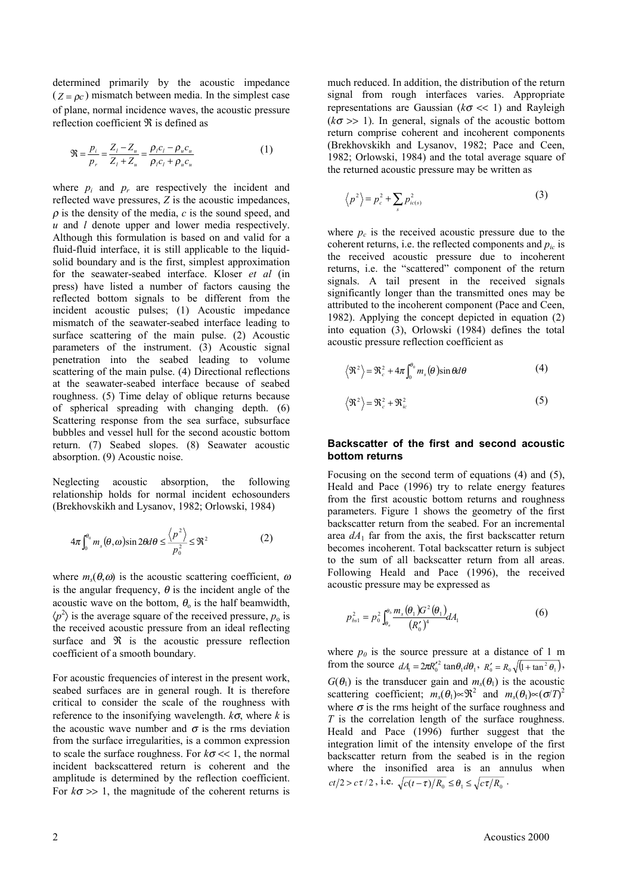determined primarily by the acoustic impedance ($Z = \rho c$) mismatch between media. In the simplest case of plane, normal incidence waves, the acoustic pressure reflection coefficient $\Re$ is defined as

$$\Re = \frac{p_i}{p_r} = \frac{Z_l - Z_u}{Z_l + Z_u} = \frac{\rho_l c_l - \rho_u c_u}{\rho_l c_l + \rho_u c_u} \tag{1}$$

where $p_i$ and $p_r$ are respectively the incident and reflected wave pressures, $Z$ is the acoustic impedances, $\rho$ is the density of the media, $c$ is the sound speed, and $u$ and $l$ denote upper and lower media respectively. Although this formulation is based on and valid for a fluid-fluid interface, it is still applicable to the liquid-solid boundary and is the first, simplest approximation for the seawater-seabed interface. Kloser *et al* (in press) have listed a number of factors causing the reflected bottom signals to be different from the incident acoustic pulses; (1) Acoustic impedance mismatch of the seawater-seabed interface leading to surface scattering of the main pulse. (2) Acoustic parameters of the instrument. (3) Acoustic signal penetration into the seabed leading to volume scattering of the main pulse. (4) Directional reflections at the seawater-seabed interface because of seabed roughness. (5) Time delay of oblique returns because of spherical spreading with changing depth. (6) Scattering response from the sea surface, subsurface bubbles and vessel hull for the second acoustic bottom return. (7) Seabed slopes. (8) Seawater acoustic absorption. (9) Acoustic noise.

Neglecting acoustic absorption, the following relationship holds for normal incident echosounders (Brekhovskikh and Lysanov, 1982; Orlowski, 1984)

$$4\pi \int_0^{\theta_0} m_s(\theta, \omega) \sin 2\theta d\theta \leq \frac{\langle p^2 \rangle}{p_0^2} \leq \Re^2 \tag{2}$$

where $m_s(\theta,\omega)$ is the acoustic scattering coefficient, $\omega$ is the angular frequency, $\theta$ is the incident angle of the acoustic wave on the bottom, $\theta_o$ is the half beamwidth, $\langle p^2 \rangle$ is the average square of the received pressure, $p_o$ is the received acoustic pressure from an ideal reflecting surface and $\Re$ is the acoustic pressure reflection coefficient of a smooth boundary.

For acoustic frequencies of interest in the present work, seabed surfaces are in general rough. It is therefore critical to consider the scale of the roughness with reference to the insonifying wavelength. $k\sigma$, where $k$ is the acoustic wave number and $\sigma$ is the rms deviation from the surface irregularities, is a common expression to scale the surface roughness. For $k\sigma \ll 1$, the normal incident backscattered return is coherent and the amplitude is determined by the reflection coefficient. For $k\sigma \gg 1$, the magnitude of the coherent returns is much reduced. In addition, the distribution of the return signal from rough interfaces varies. Appropriate representations are Gaussian ($k\sigma \ll 1$) and Rayleigh ($k\sigma \gg 1$). In general, signals of the acoustic bottom return comprise coherent and incoherent components (Brekhovskikh and Lysanov, 1982; Pace and Ceen, 1982; Orlowski, 1984) and the total average square of the returned acoustic pressure may be written as

$$\langle p^2 \rangle = p_c^2 + \sum_s p_{ic(s)}^2 \tag{3}$$

where $p_c$ is the received acoustic pressure due to the coherent returns, i.e. the reflected components and $p_{ic}$ is the received acoustic pressure due to incoherent returns, i.e. the "scattered" component of the return signals. A tail present in the received signals significantly longer than the transmitted ones may be attributed to the incoherent component (Pace and Ceen, 1982). Applying the concept depicted in equation (2) into equation (3), Orlowski (1984) defines the total acoustic pressure reflection coefficient as

$$\langle \Re^2 \rangle = \Re_c^2 + 4\pi \int_0^{\theta_0} m_s(\theta) \sin \theta d\theta \tag{4}$$

$$\langle \Re^2 \rangle = \Re_c^2 + \Re_{ic}^2 \tag{5}$$

### Backscatter of the first and second acoustic bottom returns

Focusing on the second term of equations (4) and (5), Heald and Pace (1996) try to relate energy features from the first acoustic bottom returns and roughness parameters. Figure 1 shows the geometry of the first backscatter return from the seabed. For an incremental area $dA_1$ far from the axis, the first backscatter return becomes incoherent. Total backscatter return is subject to the sum of all backscatter return from all areas. Following Heald and Pace (1996), the received acoustic pressure may be expressed as

$$p_{bs1}^2 = p_0^2 \int_{\theta_a}^{\theta_b} \frac{m_s(\theta_1) G^2(\theta_1)}{(R_0')^4} dA_1 \tag{6}$$

where $p_0$ is the source pressure at a distance of 1 m from the source $dA_1 = 2\pi R_0'^2 \tan\theta_1 d\theta_1$, $R_0' = R_0\sqrt{(1+\tan^2\theta_1)}$, $G(\theta_1)$ is the transducer gain and $m_s(\theta_1)$ is the acoustic scattering coefficient; $m_s(\theta_1) \propto \Re^2$ and $m_s(\theta_1) \propto (\sigma/T)^2$ where $\sigma$ is the rms height of the surface roughness and $T$ is the correlation length of the surface roughness. Heald and Pace (1996) further suggest that the integration limit of the intensity envelope of the first backscatter return from the seabed is in the region where the insonified area is an annulus when $ct/2 > c\tau/2$, i.e. $\sqrt{c(t-\tau)/R_0} \leq \theta_1 \leq \sqrt{c\tau/R_0}$.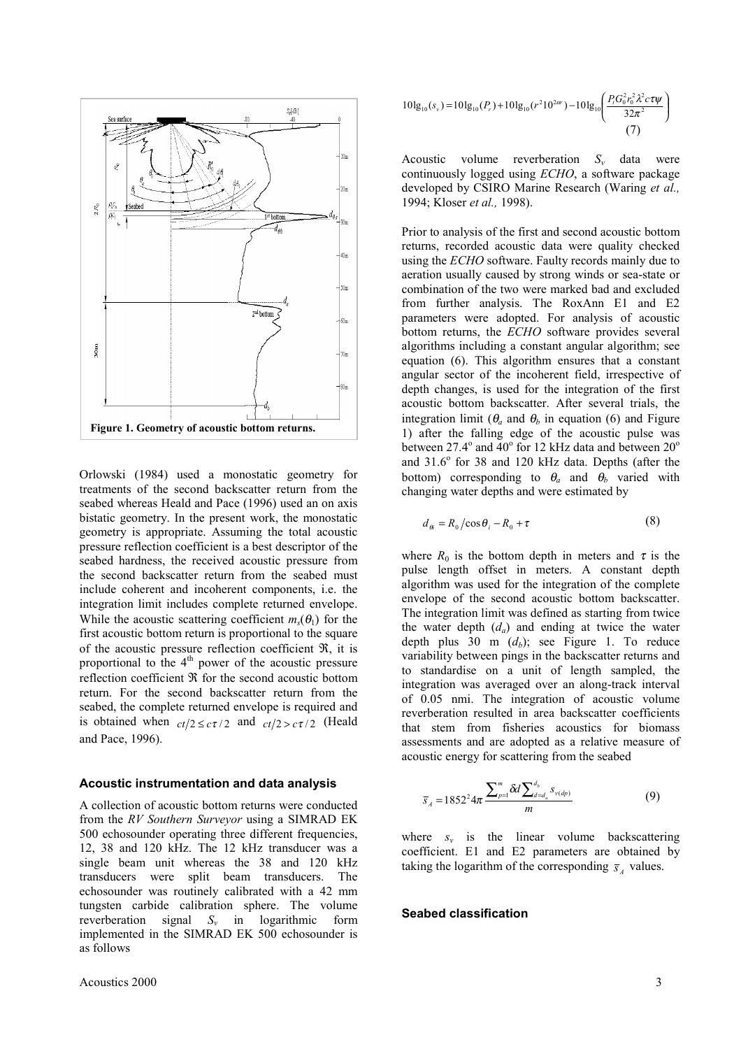Figure 1. Geometry of acoustic bottom returns.

Orlowski (1984) used a monostatic geometry for treatments of the second backscatter return from the seabed whereas Heald and Pace (1996) used an on axis bistatic geometry. In the present work, the monostatic geometry is appropriate. Assuming the total acoustic pressure reflection coefficient is a best descriptor of the seabed hardness, the received acoustic pressure from the second backscatter return from the seabed must include coherent and incoherent components, i.e. the integration limit includes complete returned envelope. While the acoustic scattering coefficient $m_s(\theta_1)$ for the first acoustic bottom return is proportional to the square of the acoustic pressure reflection coefficient $\Re$, it is proportional to the 4[th] power of the acoustic pressure reflection coefficient $\Re$ for the second acoustic bottom return. For the second backscatter return from the seabed, the complete returned envelope is required and is obtained when $ct/2 \le c\tau/2$ and $ct/2 > c\tau/2$ (Heald and Pace, 1996).

### Acoustic instrumentation and data analysis

A collection of acoustic bottom returns were conducted from the *RV Southern Surveyor* using a SIMRAD EK 500 echosounder operating three different frequencies, 12, 38 and 120 kHz. The 12 kHz transducer was a single beam unit whereas the 38 and 120 kHz transducers were split beam transducers. The echosounder was routinely calibrated with a 42 mm tungsten carbide calibration sphere. The volume reverberation signal $S_v$ in logarithmic form implemented in the SIMRAD EK 500 echosounder is as follows

$$10\lg_{10}(s_v) = 10\lg_{10}(P_r) + 10\lg_{10}(r^2 10^{2\alpha r}) - 10\lg_{10}\left(\frac{P_t G_0^2 r_0^2 \lambda^2 c\tau\psi}{32\pi^2}\right) \tag{7}$$

Acoustic volume reverberation $S_v$ data were continuously logged using *ECHO*, a software package developed by CSIRO Marine Research (Waring *et al.,* 1994; Kloser *et al.,* 1998).

Prior to analysis of the first and second acoustic bottom returns, recorded acoustic data were quality checked using the *ECHO* software. Faulty records mainly due to aeration usually caused by strong winds or sea-state or combination of the two were marked bad and excluded from further analysis. The RoxAnn E1 and E2 parameters were adopted. For analysis of acoustic bottom returns, the *ECHO* software provides several algorithms including a constant angular algorithm; see equation (6). This algorithm ensures that a constant angular sector of the incoherent field, irrespective of depth changes, is used for the integration of the first acoustic bottom backscatter. After several trials, the integration limit ($\theta_a$ and $\theta_b$ in equation (6) and Figure 1) after the falling edge of the acoustic pulse was between 27.4° and 40° for 12 kHz data and between 20° and 31.6° for 38 and 120 kHz data. Depths (after the bottom) corresponding to $\theta_a$ and $\theta_b$ varied with changing water depths and were estimated by

$$d_{\theta i} = R_0/\cos\theta_i - R_0 + \tau \tag{8}$$

where $R_0$ is the bottom depth in meters and $\tau$ is the pulse length offset in meters. A constant depth algorithm was used for the integration of the complete envelope of the second acoustic bottom backscatter. The integration limit was defined as starting from twice the water depth ($d_a$) and ending at twice the water depth plus 30 m ($d_b$); see Figure 1. To reduce variability between pings in the backscatter returns and to standardise on a unit of length sampled, the integration was averaged over an along-track interval of 0.05 nmi. The integration of acoustic volume reverberation resulted in area backscatter coefficients that stem from fisheries acoustics for biomass assessments and are adopted as a relative measure of acoustic energy for scattering from the seabed

$$\bar{s}_A = 1852^2 4\pi \frac{\sum_{p=1}^{m} \delta d \sum_{d=d_a}^{d_b} s_{v(dp)}}{m} \tag{9}$$

where $s_v$ is the linear volume backscattering coefficient. E1 and E2 parameters are obtained by taking the logarithm of the corresponding $\bar{s}_A$ values.

### Seabed classification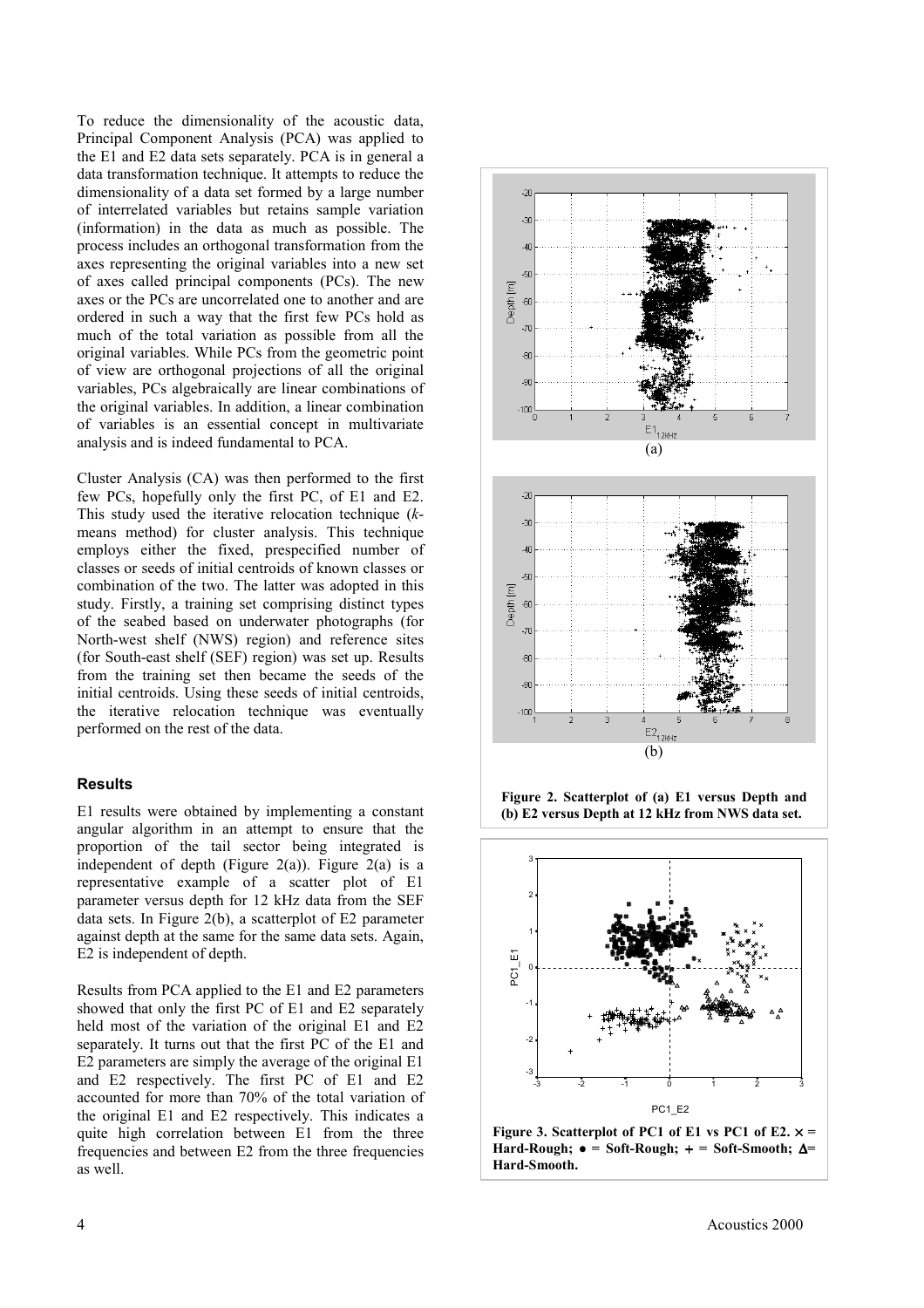To reduce the dimensionality of the acoustic data, Principal Component Analysis (PCA) was applied to the E1 and E2 data sets separately. PCA is in general a data transformation technique. It attempts to reduce the dimensionality of a data set formed by a large number of interrelated variables but retains sample variation (information) in the data as much as possible. The process includes an orthogonal transformation from the axes representing the original variables into a new set of axes called principal components (PCs). The new axes or the PCs are uncorrelated one to another and are ordered in such a way that the first few PCs hold as much of the total variation as possible from all the original variables. While PCs from the geometric point of view are orthogonal projections of all the original variables, PCs algebraically are linear combinations of the original variables. In addition, a linear combination of variables is an essential concept in multivariate analysis and is indeed fundamental to PCA.

Cluster Analysis (CA) was then performed to the first few PCs, hopefully only the first PC, of E1 and E2. This study used the iterative relocation technique (*k*-means method) for cluster analysis. This technique employs either the fixed, prespecified number of classes or seeds of initial centroids of known classes or combination of the two. The latter was adopted in this study. Firstly, a training set comprising distinct types of the seabed based on underwater photographs (for North-west shelf (NWS) region) and reference sites (for South-east shelf (SEF) region) was set up. Results from the training set then became the seeds of the initial centroids. Using these seeds of initial centroids, the iterative relocation technique was eventually performed on the rest of the data.

## Results

E1 results were obtained by implementing a constant angular algorithm in an attempt to ensure that the proportion of the tail sector being integrated is independent of depth (Figure 2(a)). Figure 2(a) is a representative example of a scatter plot of E1 parameter versus depth for 12 kHz data from the SEF data sets. In Figure 2(b), a scatterplot of E2 parameter against depth at the same for the same data sets. Again, E2 is independent of depth.

Results from PCA applied to the E1 and E2 parameters showed that only the first PC of E1 and E2 separately held most of the variation of the original E1 and E2 separately. It turns out that the first PC of the E1 and E2 parameters are simply the average of the original E1 and E2 respectively. The first PC of E1 and E2 accounted for more than 70% of the total variation of the original E1 and E2 respectively. This indicates a quite high correlation between E1 from the three frequencies and between E2 from the three frequencies as well.

**Figure 2. Scatterplot of (a) E1 versus Depth and (b) E2 versus Depth at 12 kHz from NWS data set.**

**Figure 3. Scatterplot of PC1 of E1 vs PC1 of E2. × = Hard-Rough; ● = Soft-Rough; + = Soft-Smooth; Δ= Hard-Smooth.**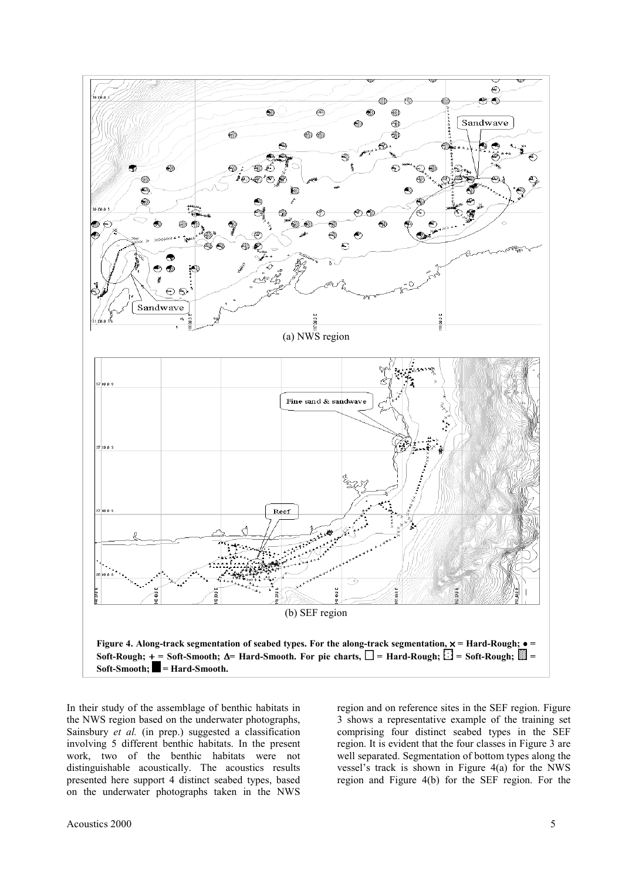(a) NWS region

(b) SEF region

**Figure 4. Along-track segmentation of seabed types. For the along-track segmentation, × = Hard-Rough; ● = Soft-Rough; + = Soft-Smooth; Δ= Hard-Smooth. For pie charts, □ = Hard-Rough; ⬚ = Soft-Rough; ▒ = Soft-Smooth; ■ = Hard-Smooth.**

In their study of the assemblage of benthic habitats in the NWS region based on the underwater photographs, Sainsbury *et al.* (in prep.) suggested a classification involving 5 different benthic habitats. In the present work, two of the benthic habitats were not distinguishable acoustically. The acoustics results presented here support 4 distinct seabed types, based on the underwater photographs taken in the NWS region and on reference sites in the SEF region. Figure 3 shows a representative example of the training set comprising four distinct seabed types in the SEF region. It is evident that the four classes in Figure 3 are well separated. Segmentation of bottom types along the vessel's track is shown in Figure 4(a) for the NWS region and Figure 4(b) for the SEF region. For the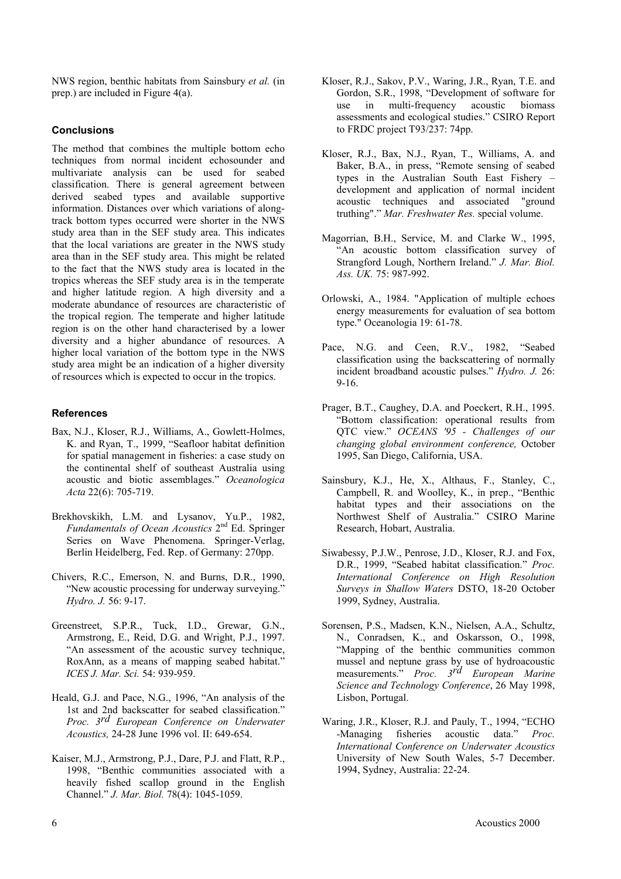NWS region, benthic habitats from Sainsbury *et al.* (in prep.) are included in Figure 4(a).

### Conclusions

The method that combines the multiple bottom echo techniques from normal incident echosounder and multivariate analysis can be used for seabed classification. There is general agreement between derived seabed types and available supportive information. Distances over which variations of along-track bottom types occurred were shorter in the NWS study area than in the SEF study area. This indicates that the local variations are greater in the NWS study area than in the SEF study area. This might be related to the fact that the NWS study area is located in the tropics whereas the SEF study area is in the temperate and higher latitude region. A high diversity and a moderate abundance of resources are characteristic of the tropical region. The temperate and higher latitude region is on the other hand characterised by a lower diversity and a higher abundance of resources. A higher local variation of the bottom type in the NWS study area might be an indication of a higher diversity of resources which is expected to occur in the tropics.

### References

Bax, N.J., Kloser, R.J., Williams, A., Gowlett-Holmes, K. and Ryan, T., 1999, "Seafloor habitat definition for spatial management in fisheries: a case study on the continental shelf of southeast Australia using acoustic and biotic assemblages." *Oceanologica Acta* 22(6): 705-719.

Brekhovskikh, L.M. and Lysanov, Yu.P., 1982, *Fundamentals of Ocean Acoustics* 2nd Ed. Springer Series on Wave Phenomena. Springer-Verlag, Berlin Heidelberg, Fed. Rep. of Germany: 270pp.

Chivers, R.C., Emerson, N. and Burns, D.R., 1990, "New acoustic processing for underway surveying." *Hydro. J.* 56: 9-17.

Greenstreet, S.P.R., Tuck, I.D., Grewar, G.N., Armstrong, E., Reid, D.G. and Wright, P.J., 1997. "An assessment of the acoustic survey technique, RoxAnn, as a means of mapping seabed habitat." *ICES J. Mar. Sci.* 54: 939-959.

Heald, G.J. and Pace, N.G., 1996, "An analysis of the 1st and 2nd backscatter for seabed classification." *Proc. 3rd European Conference on Underwater Acoustics,* 24-28 June 1996 vol. II: 649-654.

Kaiser, M.J., Armstrong, P.J., Dare, P.J. and Flatt, R.P., 1998, "Benthic communities associated with a heavily fished scallop ground in the English Channel." *J. Mar. Biol.* 78(4): 1045-1059.

Kloser, R.J., Sakov, P.V., Waring, J.R., Ryan, T.E. and Gordon, S.R., 1998, "Development of software for use in multi-frequency acoustic biomass assessments and ecological studies." CSIRO Report to FRDC project T93/237: 74pp.

Kloser, R.J., Bax, N.J., Ryan, T., Williams, A. and Baker, B.A., in press, "Remote sensing of seabed types in the Australian South East Fishery – development and application of normal incident acoustic techniques and associated "ground truthing"." *Mar. Freshwater Res.* special volume.

Magorrian, B.H., Service, M. and Clarke W., 1995, "An acoustic bottom classification survey of Strangford Lough, Northern Ireland." *J. Mar. Biol. Ass. UK.* 75: 987-992.

Orlowski, A., 1984. "Application of multiple echoes energy measurements for evaluation of sea bottom type." Oceanologia 19: 61-78.

Pace, N.G. and Ceen, R.V., 1982, "Seabed classification using the backscattering of normally incident broadband acoustic pulses." *Hydro. J.* 26: 9-16.

Prager, B.T., Caughey, D.A. and Poeckert, R.H., 1995. "Bottom classification: operational results from QTC view." *OCEANS '95 - Challenges of our changing global environment conference,* October 1995, San Diego, California, USA.

Sainsbury, K.J., He, X., Althaus, F., Stanley, C., Campbell, R. and Woolley, K., in prep., "Benthic habitat types and their associations on the Northwest Shelf of Australia." CSIRO Marine Research, Hobart, Australia.

Siwabessy, P.J.W., Penrose, J.D., Kloser, R.J. and Fox, D.R., 1999, "Seabed habitat classification." *Proc. International Conference on High Resolution Surveys in Shallow Waters* DSTO, 18-20 October 1999, Sydney, Australia.

Sorensen, P.S., Madsen, K.N., Nielsen, A.A., Schultz, N., Conradsen, K., and Oskarsson, O., 1998, "Mapping of the benthic communities common mussel and neptune grass by use of hydroacoustic measurements." *Proc. 3rd European Marine Science and Technology Conference*, 26 May 1998, Lisbon, Portugal.

Waring, J.R., Kloser, R.J. and Pauly, T., 1994, "ECHO -Managing fisheries acoustic data." *Proc. International Conference on Underwater Acoustics* University of New South Wales, 5-7 December. 1994, Sydney, Australia: 22-24.